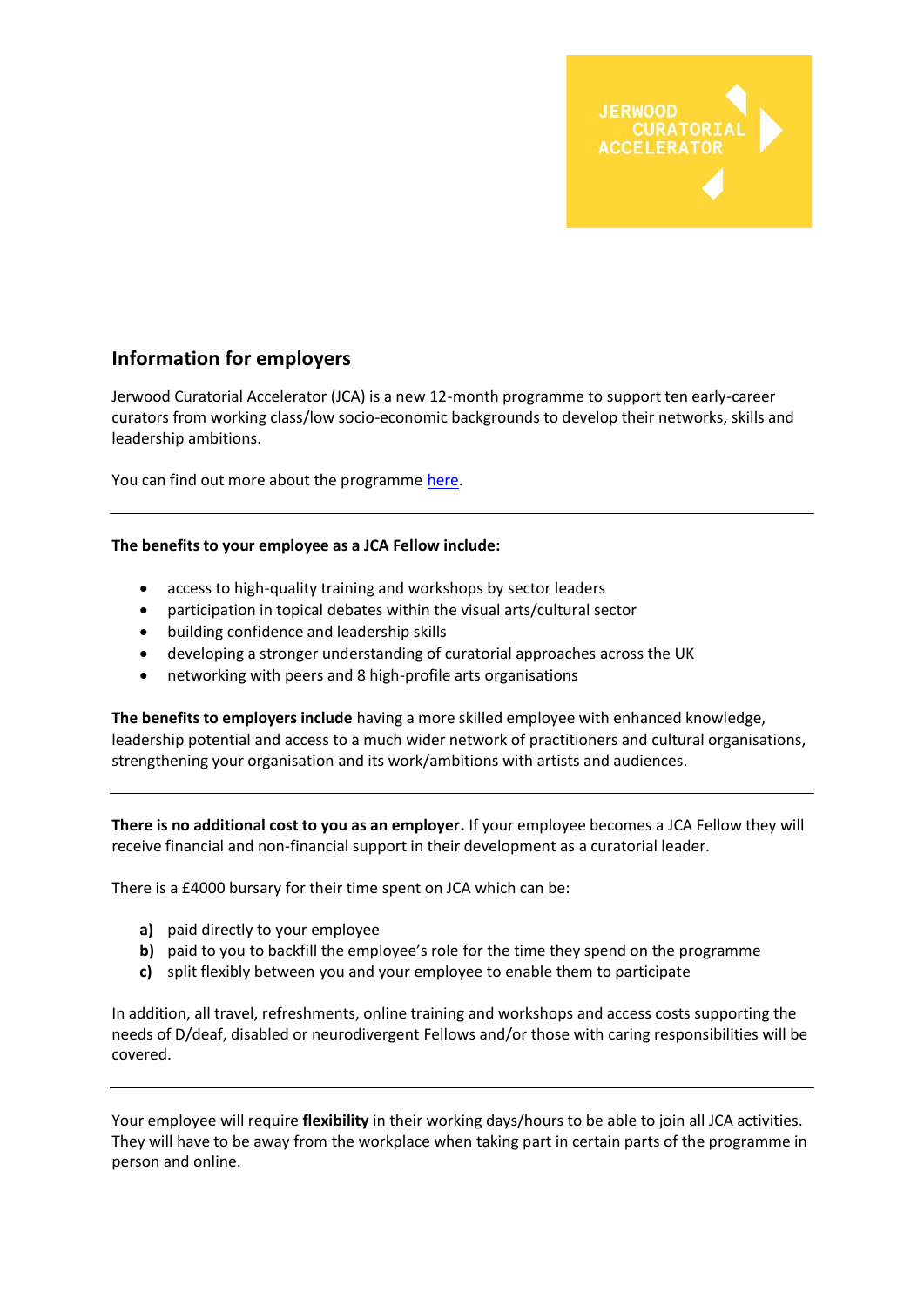JERWOOD CURATORIAL ACCELERATOR

## Information for employers

Jerwood Curatorial Accelerator (JCA) is a new 12-month programme to support ten early-career curators from working class/low socio-economic backgrounds to develop their networks, skills and leadership ambitions.

You can find out more about the programme here.

---

**The benefits to your employee as a JCA Fellow include:**

- access to high-quality training and workshops by sector leaders
- participation in topical debates within the visual arts/cultural sector
- building confidence and leadership skills
- developing a stronger understanding of curatorial approaches across the UK
- networking with peers and 8 high-profile arts organisations

**The benefits to employers include** having a more skilled employee with enhanced knowledge, leadership potential and access to a much wider network of practitioners and cultural organisations, strengthening your organisation and its work/ambitions with artists and audiences.

---

**There is no additional cost to you as an employer.** If your employee becomes a JCA Fellow they will receive financial and non-financial support in their development as a curatorial leader.

There is a £4000 bursary for their time spent on JCA which can be:

**a)** paid directly to your employee
**b)** paid to you to backfill the employee's role for the time they spend on the programme
**c)** split flexibly between you and your employee to enable them to participate

In addition, all travel, refreshments, online training and workshops and access costs supporting the needs of D/deaf, disabled or neurodivergent Fellows and/or those with caring responsibilities will be covered.

---

Your employee will require **flexibility** in their working days/hours to be able to join all JCA activities. They will have to be away from the workplace when taking part in certain parts of the programme in person and online.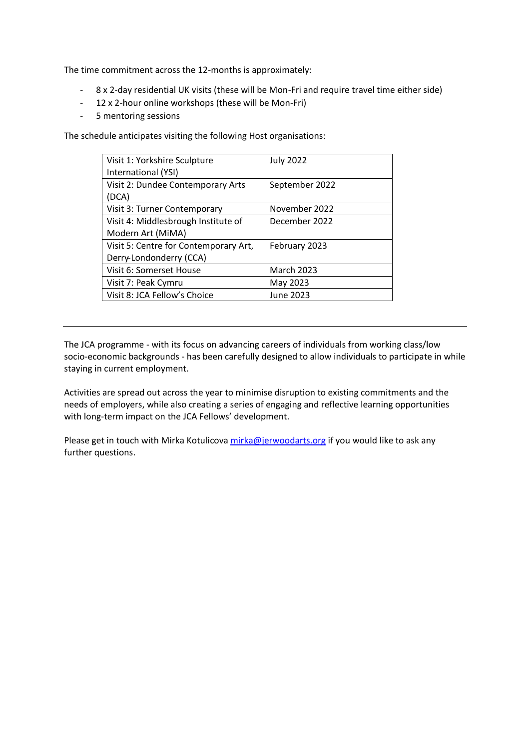The time commitment across the 12-months is approximately:

- 8 x 2-day residential UK visits (these will be Mon-Fri and require travel time either side)
- 12 x 2-hour online workshops (these will be Mon-Fri)
- 5 mentoring sessions

The schedule anticipates visiting the following Host organisations:

| | |
|---|---|
| Visit 1: Yorkshire Sculpture International (YSI) | July 2022 |
| Visit 2: Dundee Contemporary Arts (DCA) | September 2022 |
| Visit 3: Turner Contemporary | November 2022 |
| Visit 4: Middlesbrough Institute of Modern Art (MiMA) | December 2022 |
| Visit 5: Centre for Contemporary Art, Derry-Londonderry (CCA) | February 2023 |
| Visit 6: Somerset House | March 2023 |
| Visit 7: Peak Cymru | May 2023 |
| Visit 8: JCA Fellow's Choice | June 2023 |

---

The JCA programme - with its focus on advancing careers of individuals from working class/low socio-economic backgrounds - has been carefully designed to allow individuals to participate in while staying in current employment.

Activities are spread out across the year to minimise disruption to existing commitments and the needs of employers, while also creating a series of engaging and reflective learning opportunities with long-term impact on the JCA Fellows' development.

Please get in touch with Mirka Kotulicova [mirka@jerwoodarts.org](mailto:mirka@jerwoodarts.org) if you would like to ask any further questions.